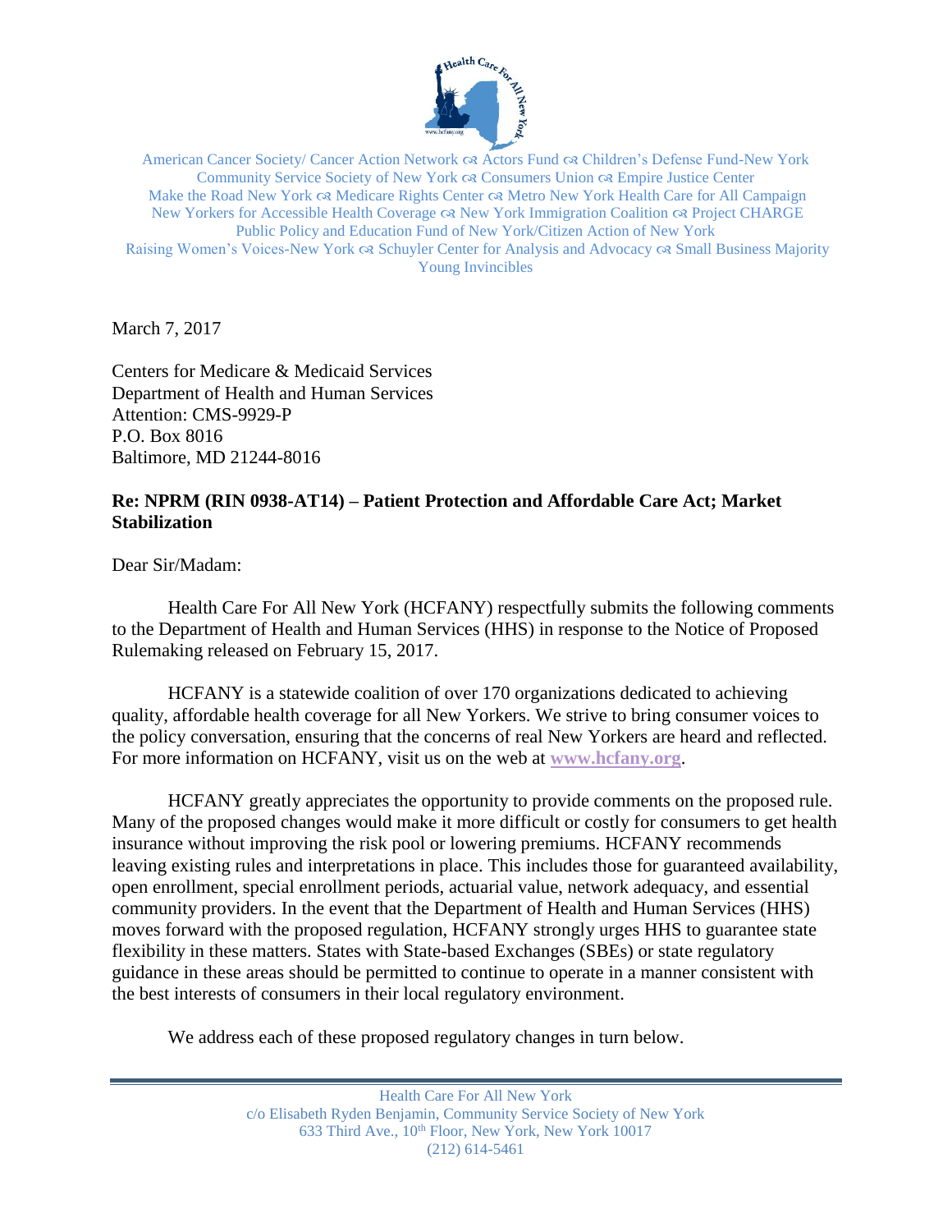American Cancer Society/ Cancer Action Network ☙ Actors Fund ☙ Children's Defense Fund-New York
Community Service Society of New York ☙ Consumers Union ☙ Empire Justice Center
Make the Road New York ☙ Medicare Rights Center ☙ Metro New York Health Care for All Campaign
New Yorkers for Accessible Health Coverage ☙ New York Immigration Coalition ☙ Project CHARGE
Public Policy and Education Fund of New York/Citizen Action of New York
Raising Women's Voices-New York ☙ Schuyler Center for Analysis and Advocacy ☙ Small Business Majority
Young Invincibles

March 7, 2017

Centers for Medicare & Medicaid Services
Department of Health and Human Services
Attention: CMS-9929-P
P.O. Box 8016
Baltimore, MD 21244-8016

**Re: NPRM (RIN 0938-AT14) – Patient Protection and Affordable Care Act; Market Stabilization**

Dear Sir/Madam:

Health Care For All New York (HCFANY) respectfully submits the following comments to the Department of Health and Human Services (HHS) in response to the Notice of Proposed Rulemaking released on February 15, 2017.

HCFANY is a statewide coalition of over 170 organizations dedicated to achieving quality, affordable health coverage for all New Yorkers. We strive to bring consumer voices to the policy conversation, ensuring that the concerns of real New Yorkers are heard and reflected. For more information on HCFANY, visit us on the web at **www.hcfany.org**.

HCFANY greatly appreciates the opportunity to provide comments on the proposed rule. Many of the proposed changes would make it more difficult or costly for consumers to get health insurance without improving the risk pool or lowering premiums. HCFANY recommends leaving existing rules and interpretations in place. This includes those for guaranteed availability, open enrollment, special enrollment periods, actuarial value, network adequacy, and essential community providers. In the event that the Department of Health and Human Services (HHS) moves forward with the proposed regulation, HCFANY strongly urges HHS to guarantee state flexibility in these matters. States with State-based Exchanges (SBEs) or state regulatory guidance in these areas should be permitted to continue to operate in a manner consistent with the best interests of consumers in their local regulatory environment.

We address each of these proposed regulatory changes in turn below.

Health Care For All New York
c/o Elisabeth Ryden Benjamin, Community Service Society of New York
633 Third Ave., 10th Floor, New York, New York 10017
(212) 614-5461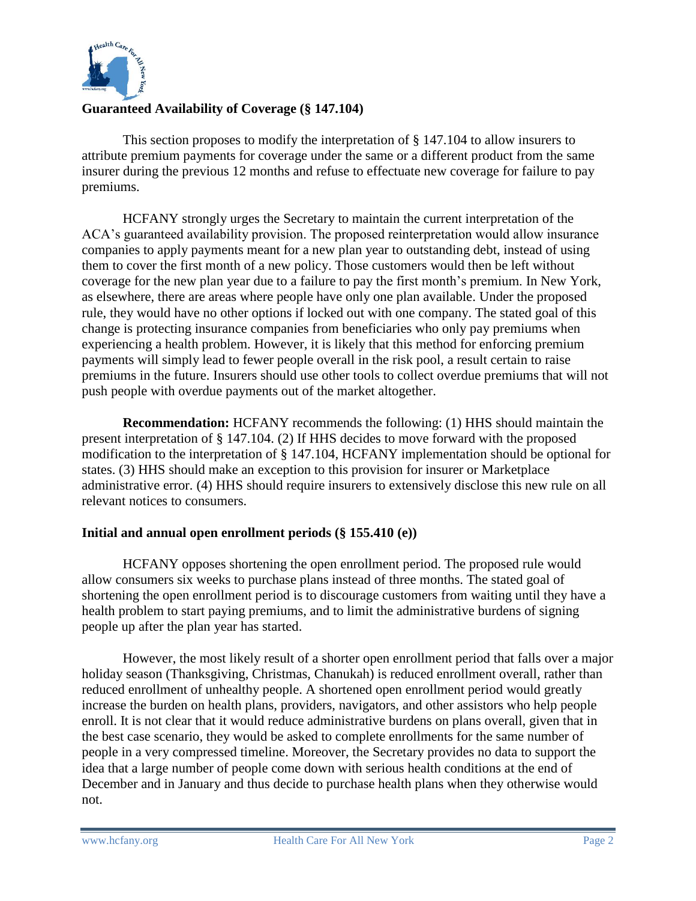## Guaranteed Availability of Coverage (§ 147.104)

This section proposes to modify the interpretation of § 147.104 to allow insurers to attribute premium payments for coverage under the same or a different product from the same insurer during the previous 12 months and refuse to effectuate new coverage for failure to pay premiums.

HCFANY strongly urges the Secretary to maintain the current interpretation of the ACA's guaranteed availability provision. The proposed reinterpretation would allow insurance companies to apply payments meant for a new plan year to outstanding debt, instead of using them to cover the first month of a new policy. Those customers would then be left without coverage for the new plan year due to a failure to pay the first month's premium. In New York, as elsewhere, there are areas where people have only one plan available. Under the proposed rule, they would have no other options if locked out with one company. The stated goal of this change is protecting insurance companies from beneficiaries who only pay premiums when experiencing a health problem. However, it is likely that this method for enforcing premium payments will simply lead to fewer people overall in the risk pool, a result certain to raise premiums in the future. Insurers should use other tools to collect overdue premiums that will not push people with overdue payments out of the market altogether.

**Recommendation:** HCFANY recommends the following: (1) HHS should maintain the present interpretation of § 147.104. (2) If HHS decides to move forward with the proposed modification to the interpretation of § 147.104, HCFANY implementation should be optional for states. (3) HHS should make an exception to this provision for insurer or Marketplace administrative error. (4) HHS should require insurers to extensively disclose this new rule on all relevant notices to consumers.

## Initial and annual open enrollment periods (§ 155.410 (e))

HCFANY opposes shortening the open enrollment period. The proposed rule would allow consumers six weeks to purchase plans instead of three months. The stated goal of shortening the open enrollment period is to discourage customers from waiting until they have a health problem to start paying premiums, and to limit the administrative burdens of signing people up after the plan year has started.

However, the most likely result of a shorter open enrollment period that falls over a major holiday season (Thanksgiving, Christmas, Chanukah) is reduced enrollment overall, rather than reduced enrollment of unhealthy people. A shortened open enrollment period would greatly increase the burden on health plans, providers, navigators, and other assistors who help people enroll. It is not clear that it would reduce administrative burdens on plans overall, given that in the best case scenario, they would be asked to complete enrollments for the same number of people in a very compressed timeline. Moreover, the Secretary provides no data to support the idea that a large number of people come down with serious health conditions at the end of December and in January and thus decide to purchase health plans when they otherwise would not.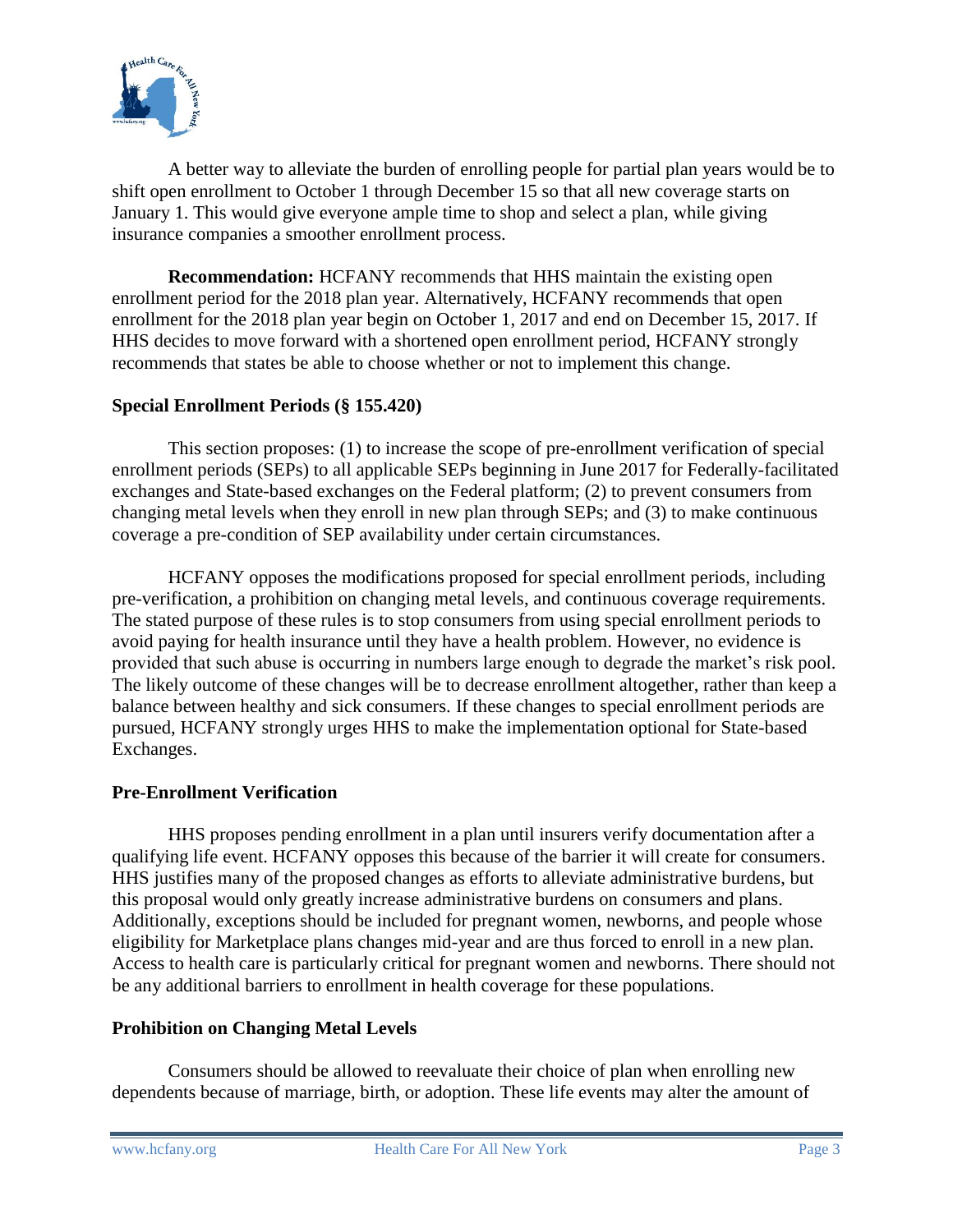A better way to alleviate the burden of enrolling people for partial plan years would be to shift open enrollment to October 1 through December 15 so that all new coverage starts on January 1. This would give everyone ample time to shop and select a plan, while giving insurance companies a smoother enrollment process.

**Recommendation:** HCFANY recommends that HHS maintain the existing open enrollment period for the 2018 plan year. Alternatively, HCFANY recommends that open enrollment for the 2018 plan year begin on October 1, 2017 and end on December 15, 2017. If HHS decides to move forward with a shortened open enrollment period, HCFANY strongly recommends that states be able to choose whether or not to implement this change.

## Special Enrollment Periods (§ 155.420)

This section proposes: (1) to increase the scope of pre-enrollment verification of special enrollment periods (SEPs) to all applicable SEPs beginning in June 2017 for Federally-facilitated exchanges and State-based exchanges on the Federal platform; (2) to prevent consumers from changing metal levels when they enroll in new plan through SEPs; and (3) to make continuous coverage a pre-condition of SEP availability under certain circumstances.

HCFANY opposes the modifications proposed for special enrollment periods, including pre-verification, a prohibition on changing metal levels, and continuous coverage requirements. The stated purpose of these rules is to stop consumers from using special enrollment periods to avoid paying for health insurance until they have a health problem. However, no evidence is provided that such abuse is occurring in numbers large enough to degrade the market's risk pool. The likely outcome of these changes will be to decrease enrollment altogether, rather than keep a balance between healthy and sick consumers. If these changes to special enrollment periods are pursued, HCFANY strongly urges HHS to make the implementation optional for State-based Exchanges.

## Pre-Enrollment Verification

HHS proposes pending enrollment in a plan until insurers verify documentation after a qualifying life event. HCFANY opposes this because of the barrier it will create for consumers. HHS justifies many of the proposed changes as efforts to alleviate administrative burdens, but this proposal would only greatly increase administrative burdens on consumers and plans. Additionally, exceptions should be included for pregnant women, newborns, and people whose eligibility for Marketplace plans changes mid-year and are thus forced to enroll in a new plan. Access to health care is particularly critical for pregnant women and newborns. There should not be any additional barriers to enrollment in health coverage for these populations.

## Prohibition on Changing Metal Levels

Consumers should be allowed to reevaluate their choice of plan when enrolling new dependents because of marriage, birth, or adoption. These life events may alter the amount of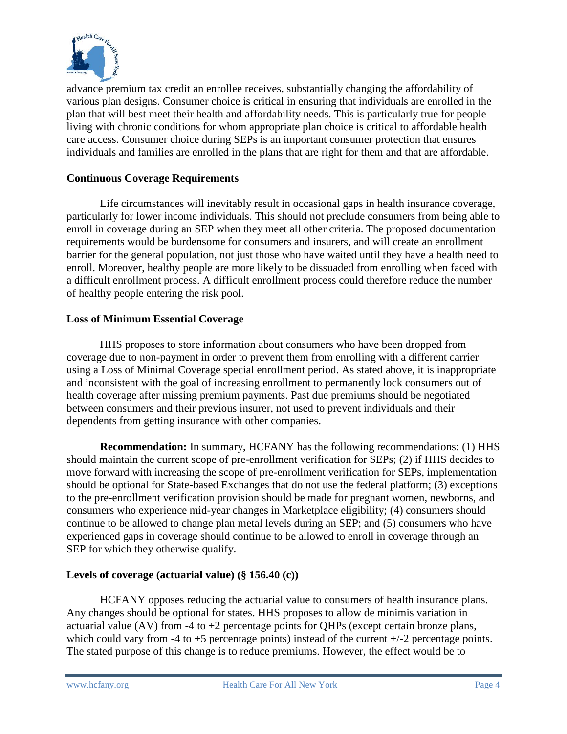advance premium tax credit an enrollee receives, substantially changing the affordability of various plan designs. Consumer choice is critical in ensuring that individuals are enrolled in the plan that will best meet their health and affordability needs. This is particularly true for people living with chronic conditions for whom appropriate plan choice is critical to affordable health care access. Consumer choice during SEPs is an important consumer protection that ensures individuals and families are enrolled in the plans that are right for them and that are affordable.

**Continuous Coverage Requirements**

Life circumstances will inevitably result in occasional gaps in health insurance coverage, particularly for lower income individuals. This should not preclude consumers from being able to enroll in coverage during an SEP when they meet all other criteria. The proposed documentation requirements would be burdensome for consumers and insurers, and will create an enrollment barrier for the general population, not just those who have waited until they have a health need to enroll. Moreover, healthy people are more likely to be dissuaded from enrolling when faced with a difficult enrollment process. A difficult enrollment process could therefore reduce the number of healthy people entering the risk pool.

**Loss of Minimum Essential Coverage**

HHS proposes to store information about consumers who have been dropped from coverage due to non-payment in order to prevent them from enrolling with a different carrier using a Loss of Minimal Coverage special enrollment period. As stated above, it is inappropriate and inconsistent with the goal of increasing enrollment to permanently lock consumers out of health coverage after missing premium payments. Past due premiums should be negotiated between consumers and their previous insurer, not used to prevent individuals and their dependents from getting insurance with other companies.

**Recommendation:** In summary, HCFANY has the following recommendations: (1) HHS should maintain the current scope of pre-enrollment verification for SEPs; (2) if HHS decides to move forward with increasing the scope of pre-enrollment verification for SEPs, implementation should be optional for State-based Exchanges that do not use the federal platform; (3) exceptions to the pre-enrollment verification provision should be made for pregnant women, newborns, and consumers who experience mid-year changes in Marketplace eligibility; (4) consumers should continue to be allowed to change plan metal levels during an SEP; and (5) consumers who have experienced gaps in coverage should continue to be allowed to enroll in coverage through an SEP for which they otherwise qualify.

**Levels of coverage (actuarial value) (§ 156.40 (c))**

HCFANY opposes reducing the actuarial value to consumers of health insurance plans. Any changes should be optional for states. HHS proposes to allow de minimis variation in actuarial value (AV) from -4 to +2 percentage points for QHPs (except certain bronze plans, which could vary from -4 to +5 percentage points) instead of the current +/-2 percentage points. The stated purpose of this change is to reduce premiums. However, the effect would be to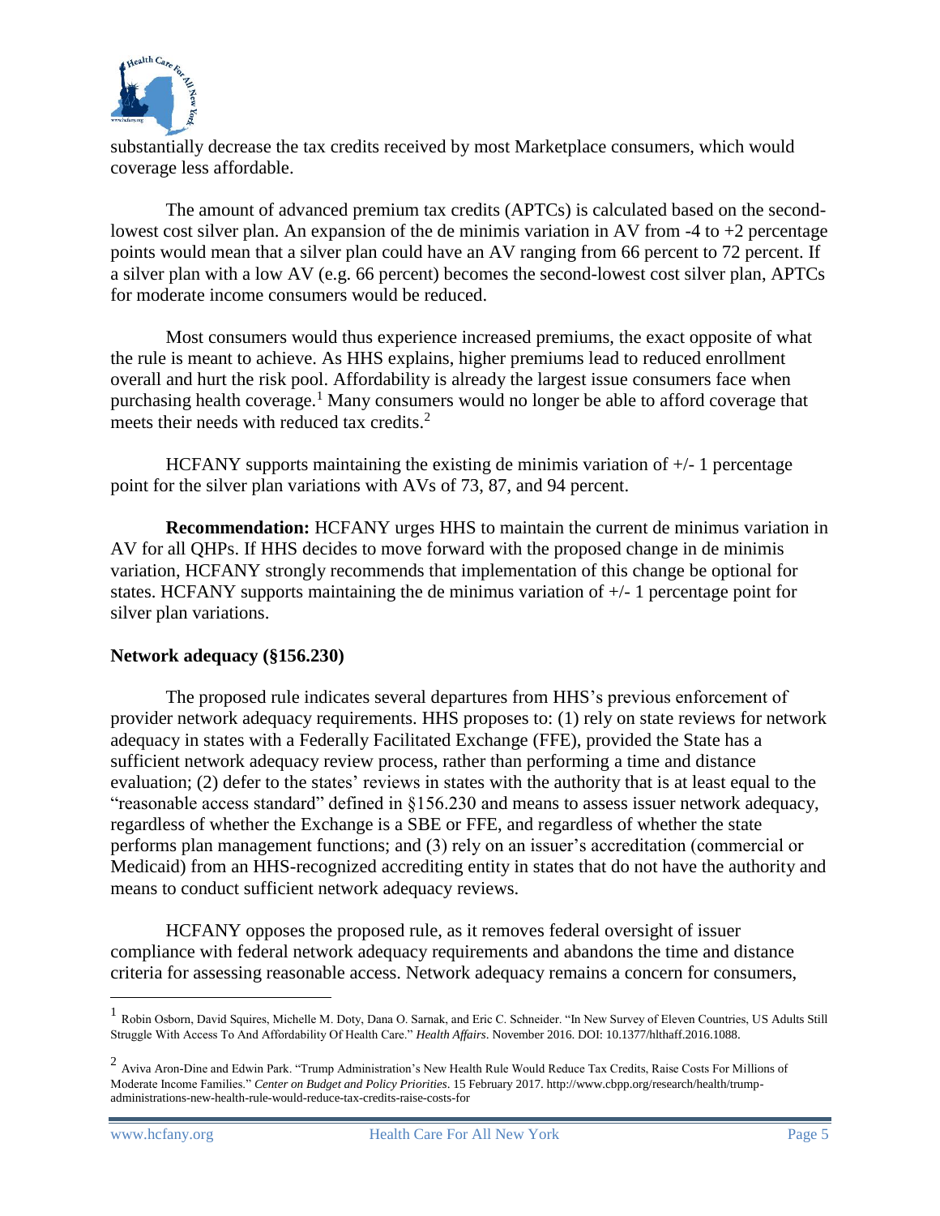substantially decrease the tax credits received by most Marketplace consumers, which would coverage less affordable.

The amount of advanced premium tax credits (APTCs) is calculated based on the second-lowest cost silver plan. An expansion of the de minimis variation in AV from -4 to +2 percentage points would mean that a silver plan could have an AV ranging from 66 percent to 72 percent. If a silver plan with a low AV (e.g. 66 percent) becomes the second-lowest cost silver plan, APTCs for moderate income consumers would be reduced.

Most consumers would thus experience increased premiums, the exact opposite of what the rule is meant to achieve. As HHS explains, higher premiums lead to reduced enrollment overall and hurt the risk pool. Affordability is already the largest issue consumers face when purchasing health coverage.[1] Many consumers would no longer be able to afford coverage that meets their needs with reduced tax credits.[2]

HCFANY supports maintaining the existing de minimis variation of +/- 1 percentage point for the silver plan variations with AVs of 73, 87, and 94 percent.

**Recommendation:** HCFANY urges HHS to maintain the current de minimus variation in AV for all QHPs. If HHS decides to move forward with the proposed change in de minimis variation, HCFANY strongly recommends that implementation of this change be optional for states. HCFANY supports maintaining the de minimus variation of +/- 1 percentage point for silver plan variations.

**Network adequacy (§156.230)**

The proposed rule indicates several departures from HHS's previous enforcement of provider network adequacy requirements. HHS proposes to: (1) rely on state reviews for network adequacy in states with a Federally Facilitated Exchange (FFE), provided the State has a sufficient network adequacy review process, rather than performing a time and distance evaluation; (2) defer to the states' reviews in states with the authority that is at least equal to the "reasonable access standard" defined in §156.230 and means to assess issuer network adequacy, regardless of whether the Exchange is a SBE or FFE, and regardless of whether the state performs plan management functions; and (3) rely on an issuer's accreditation (commercial or Medicaid) from an HHS-recognized accrediting entity in states that do not have the authority and means to conduct sufficient network adequacy reviews.

HCFANY opposes the proposed rule, as it removes federal oversight of issuer compliance with federal network adequacy requirements and abandons the time and distance criteria for assessing reasonable access. Network adequacy remains a concern for consumers,

---

[1] Robin Osborn, David Squires, Michelle M. Doty, Dana O. Sarnak, and Eric C. Schneider. "In New Survey of Eleven Countries, US Adults Still Struggle With Access To And Affordability Of Health Care." *Health Affairs*. November 2016. DOI: 10.1377/hlthaff.2016.1088.

[2] Aviva Aron-Dine and Edwin Park. "Trump Administration's New Health Rule Would Reduce Tax Credits, Raise Costs For Millions of Moderate Income Families." *Center on Budget and Policy Priorities*. 15 February 2017. http://www.cbpp.org/research/health/trump-administrations-new-health-rule-would-reduce-tax-credits-raise-costs-for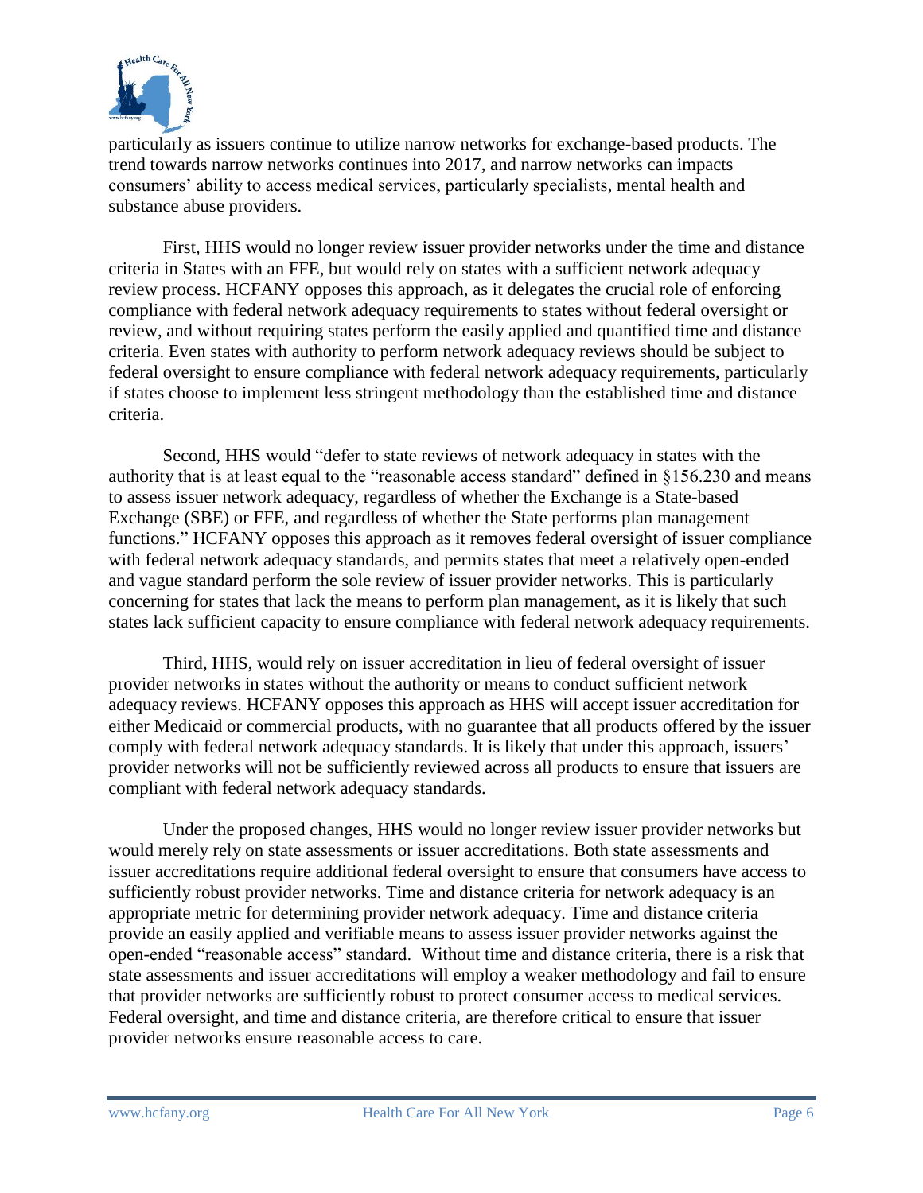particularly as issuers continue to utilize narrow networks for exchange-based products. The trend towards narrow networks continues into 2017, and narrow networks can impacts consumers' ability to access medical services, particularly specialists, mental health and substance abuse providers.

First, HHS would no longer review issuer provider networks under the time and distance criteria in States with an FFE, but would rely on states with a sufficient network adequacy review process. HCFANY opposes this approach, as it delegates the crucial role of enforcing compliance with federal network adequacy requirements to states without federal oversight or review, and without requiring states perform the easily applied and quantified time and distance criteria. Even states with authority to perform network adequacy reviews should be subject to federal oversight to ensure compliance with federal network adequacy requirements, particularly if states choose to implement less stringent methodology than the established time and distance criteria.

Second, HHS would "defer to state reviews of network adequacy in states with the authority that is at least equal to the "reasonable access standard" defined in §156.230 and means to assess issuer network adequacy, regardless of whether the Exchange is a State-based Exchange (SBE) or FFE, and regardless of whether the State performs plan management functions." HCFANY opposes this approach as it removes federal oversight of issuer compliance with federal network adequacy standards, and permits states that meet a relatively open-ended and vague standard perform the sole review of issuer provider networks. This is particularly concerning for states that lack the means to perform plan management, as it is likely that such states lack sufficient capacity to ensure compliance with federal network adequacy requirements.

Third, HHS, would rely on issuer accreditation in lieu of federal oversight of issuer provider networks in states without the authority or means to conduct sufficient network adequacy reviews. HCFANY opposes this approach as HHS will accept issuer accreditation for either Medicaid or commercial products, with no guarantee that all products offered by the issuer comply with federal network adequacy standards. It is likely that under this approach, issuers' provider networks will not be sufficiently reviewed across all products to ensure that issuers are compliant with federal network adequacy standards.

Under the proposed changes, HHS would no longer review issuer provider networks but would merely rely on state assessments or issuer accreditations. Both state assessments and issuer accreditations require additional federal oversight to ensure that consumers have access to sufficiently robust provider networks. Time and distance criteria for network adequacy is an appropriate metric for determining provider network adequacy. Time and distance criteria provide an easily applied and verifiable means to assess issuer provider networks against the open-ended "reasonable access" standard. Without time and distance criteria, there is a risk that state assessments and issuer accreditations will employ a weaker methodology and fail to ensure that provider networks are sufficiently robust to protect consumer access to medical services. Federal oversight, and time and distance criteria, are therefore critical to ensure that issuer provider networks ensure reasonable access to care.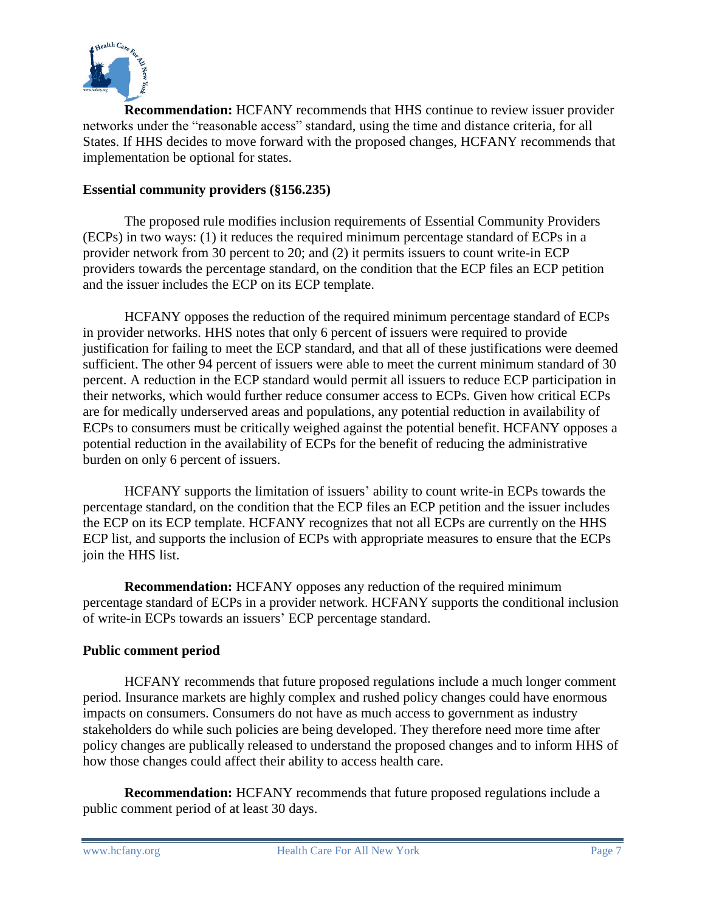**Recommendation:** HCFANY recommends that HHS continue to review issuer provider networks under the "reasonable access" standard, using the time and distance criteria, for all States. If HHS decides to move forward with the proposed changes, HCFANY recommends that implementation be optional for states.

**Essential community providers (§156.235)**

The proposed rule modifies inclusion requirements of Essential Community Providers (ECPs) in two ways: (1) it reduces the required minimum percentage standard of ECPs in a provider network from 30 percent to 20; and (2) it permits issuers to count write-in ECP providers towards the percentage standard, on the condition that the ECP files an ECP petition and the issuer includes the ECP on its ECP template.

HCFANY opposes the reduction of the required minimum percentage standard of ECPs in provider networks. HHS notes that only 6 percent of issuers were required to provide justification for failing to meet the ECP standard, and that all of these justifications were deemed sufficient. The other 94 percent of issuers were able to meet the current minimum standard of 30 percent. A reduction in the ECP standard would permit all issuers to reduce ECP participation in their networks, which would further reduce consumer access to ECPs. Given how critical ECPs are for medically underserved areas and populations, any potential reduction in availability of ECPs to consumers must be critically weighed against the potential benefit. HCFANY opposes a potential reduction in the availability of ECPs for the benefit of reducing the administrative burden on only 6 percent of issuers.

HCFANY supports the limitation of issuers' ability to count write-in ECPs towards the percentage standard, on the condition that the ECP files an ECP petition and the issuer includes the ECP on its ECP template. HCFANY recognizes that not all ECPs are currently on the HHS ECP list, and supports the inclusion of ECPs with appropriate measures to ensure that the ECPs join the HHS list.

**Recommendation:** HCFANY opposes any reduction of the required minimum percentage standard of ECPs in a provider network. HCFANY supports the conditional inclusion of write-in ECPs towards an issuers' ECP percentage standard.

**Public comment period**

HCFANY recommends that future proposed regulations include a much longer comment period. Insurance markets are highly complex and rushed policy changes could have enormous impacts on consumers. Consumers do not have as much access to government as industry stakeholders do while such policies are being developed. They therefore need more time after policy changes are publically released to understand the proposed changes and to inform HHS of how those changes could affect their ability to access health care.

**Recommendation:** HCFANY recommends that future proposed regulations include a public comment period of at least 30 days.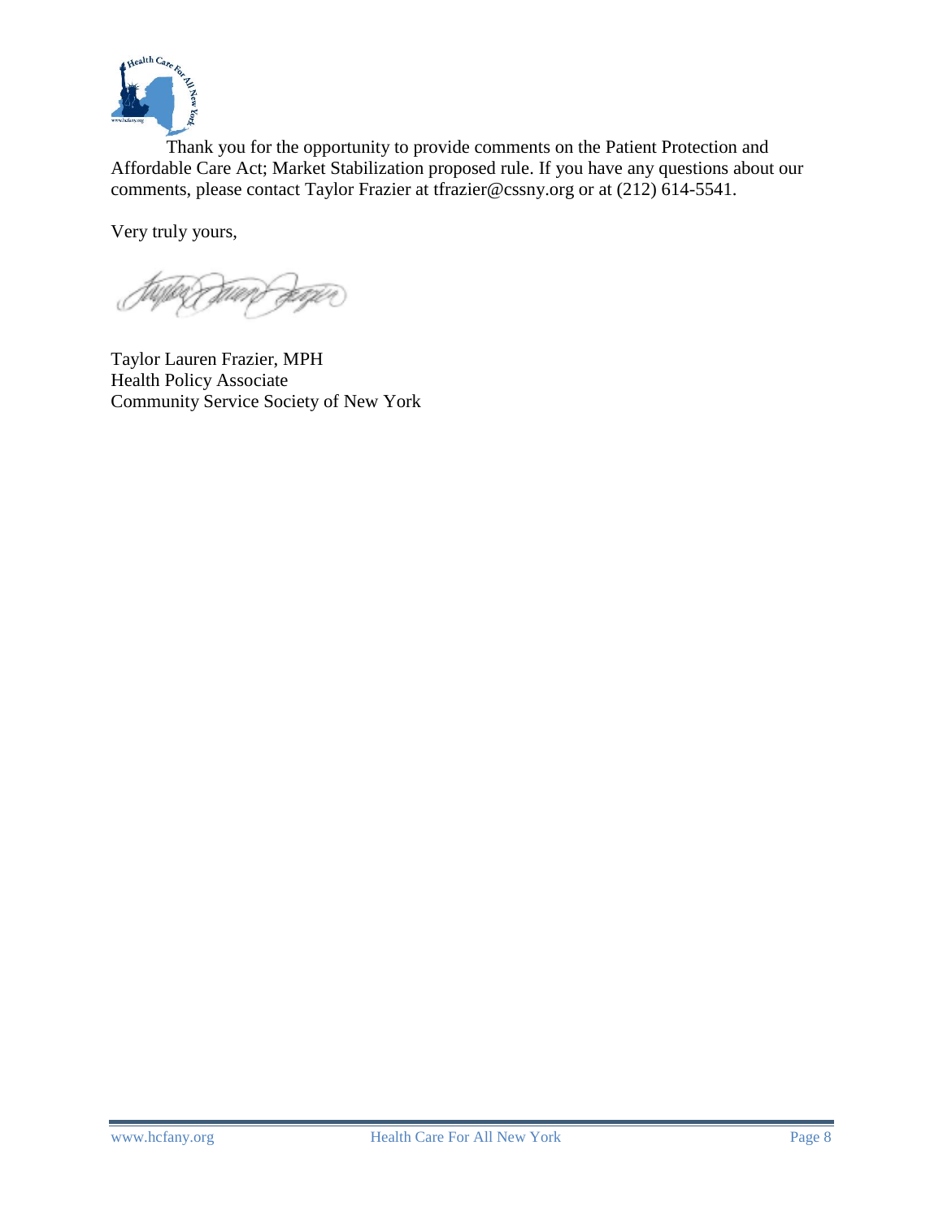Thank you for the opportunity to provide comments on the Patient Protection and Affordable Care Act; Market Stabilization proposed rule. If you have any questions about our comments, please contact Taylor Frazier at tfrazier@cssny.org or at (212) 614-5541.

Very truly yours,

Taylor Lauren Frazier, MPH
Health Policy Associate
Community Service Society of New York